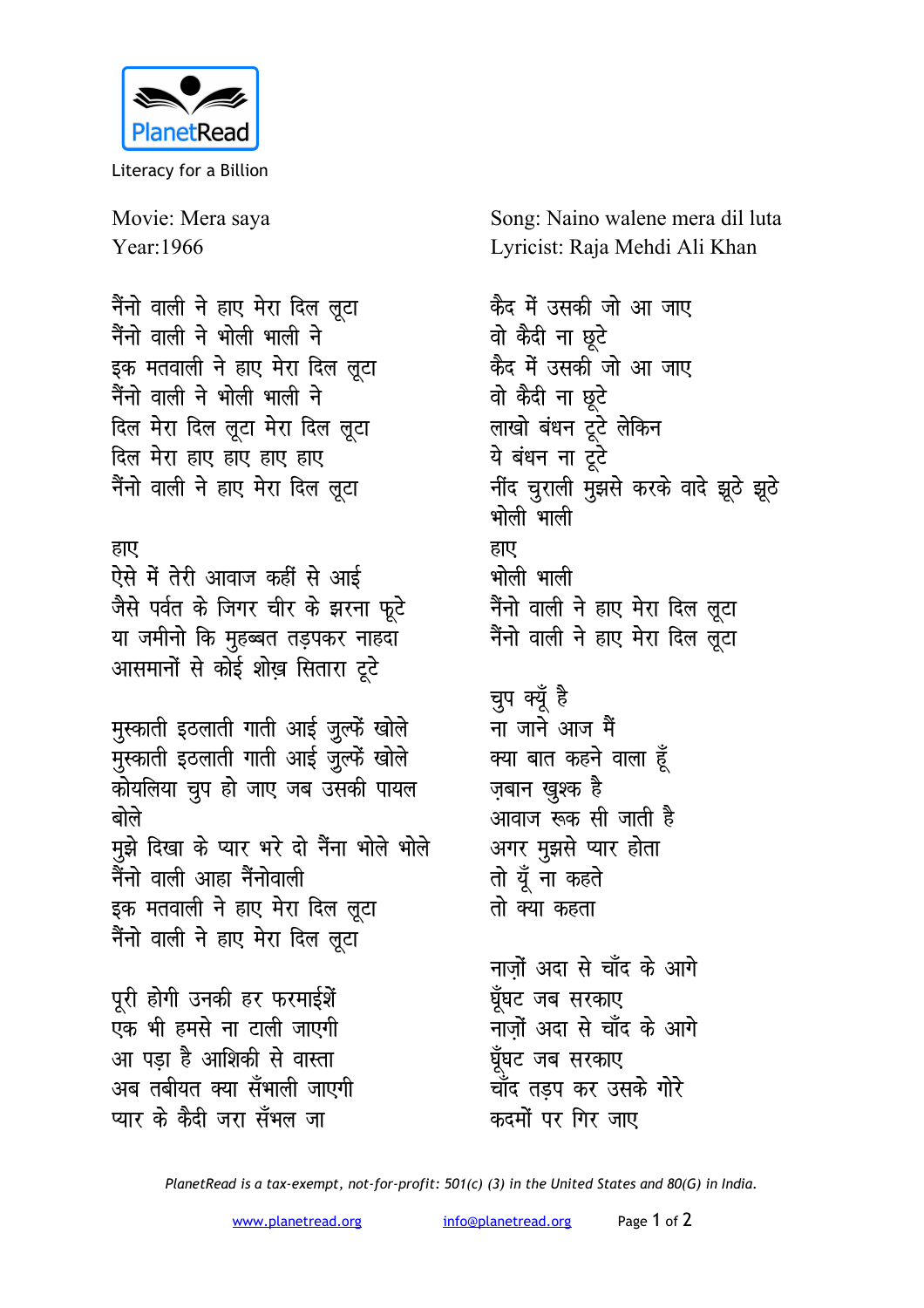PlanetRead

Literacy for a Billion

Movie: Mera saya
Year:1966

Song: Naino walene mera dil luta
Lyricist: Raja Mehdi Ali Khan

नैंनो वाली ने हाए मेरा दिल लूटा
नैंनो वाली ने भोली भाली ने
इक मतवाली ने हाए मेरा दिल लूटा
नैंनो वाली ने भोली भाली ने
दिल मेरा दिल लूटा मेरा दिल लूटा
दिल मेरा हाए हाए हाए हाए
नैंनो वाली ने हाए मेरा दिल लूटा

हाए
ऐसे में तेरी आवाज कहीं से आई
जैसे पर्वत के जिगर चीर के झरना फूटे
या जमीनो कि मुहब्बत तड़पकर नाहदा
आसमानों से कोई शोख़ सितारा टूटे

मुस्काती इठलाती गाती आई जुल्फें खोले
मुस्काती इठलाती गाती आई जुल्फें खोले
कोयलिया चुप हो जाए जब उसकी पायल बोले
मुझे दिखा के प्यार भरे दो नैंना भोले भोले
नैंनो वाली आहा नैंनोवाली
इक मतवाली ने हाए मेरा दिल लूटा
नैंनो वाली ने हाए मेरा दिल लूटा

पूरी होगी उनकी हर फरमाईशें
एक भी हमसे ना टाली जाएगी
आ पड़ा है आशिकी से वास्ता
अब तबीयत क्या सँभाली जाएगी
प्यार के कैदी जरा सँभल जा

कैद में उसकी जो आ जाए
वो कैदी ना छूटे
कैद में उसकी जो आ जाए
वो कैदी ना छूटे
लाखो बंधन टूटे लेकिन
ये बंधन ना टूटे
नींद चुराली मुझसे करके वादे झूठे झूठे
भोली भाली
हाए
भोली भाली
नैंनो वाली ने हाए मेरा दिल लूटा
नैंनो वाली ने हाए मेरा दिल लूटा

चुप क्यूँ है
ना जाने आज मैं
क्या बात कहने वाला हूँ
ज़बान खुश्क है
आवाज रूक सी जाती है
अगर मुझसे प्यार होता
तो यूँ ना कहते
तो क्या कहता

नाज़ों अदा से चाँद के आगे
घूँघट जब सरकाए
नाज़ों अदा से चाँद के आगे
घूँघट जब सरकाए
चाँद तड़प कर उसके गोरे
कदमों पर गिर जाए

*PlanetRead is a tax-exempt, not-for-profit: 501(c) (3) in the United States and 80(G) in India.*

www.planetread.org info@planetread.org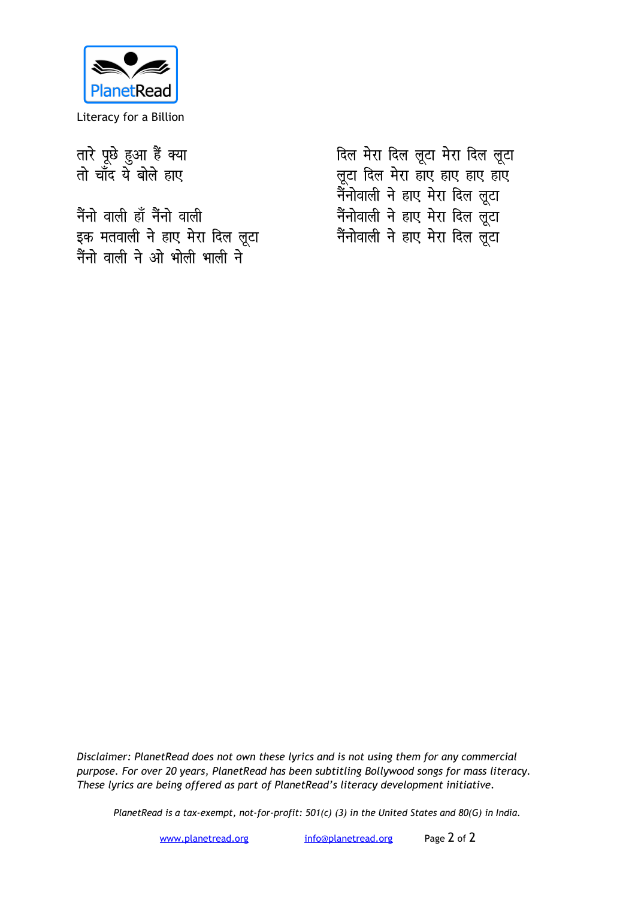Literacy for a Billion

तारे पूछे हुआ हैं क्या
तो चाँद ये बोले हाए

नैंनो वाली हाँ नैंनो वाली
इक मतवाली ने हाए मेरा दिल लूटा
नैंनो वाली ने ओ भोली भाली ने

दिल मेरा दिल लूटा मेरा दिल लूटा
लूटा दिल मेरा हाए हाए हाए हाए
नैंनोवाली ने हाए मेरा दिल लूटा
नैंनोवाली ने हाए मेरा दिल लूटा
नैंनोवाली ने हाए मेरा दिल लूटा

*Disclaimer: PlanetRead does not own these lyrics and is not using them for any commercial purpose. For over 20 years, PlanetRead has been subtitling Bollywood songs for mass literacy. These lyrics are being offered as part of PlanetRead's literacy development initiative.*

*PlanetRead is a tax-exempt, not-for-profit: 501(c) (3) in the United States and 80(G) in India.*

www.planetread.org info@planetread.org